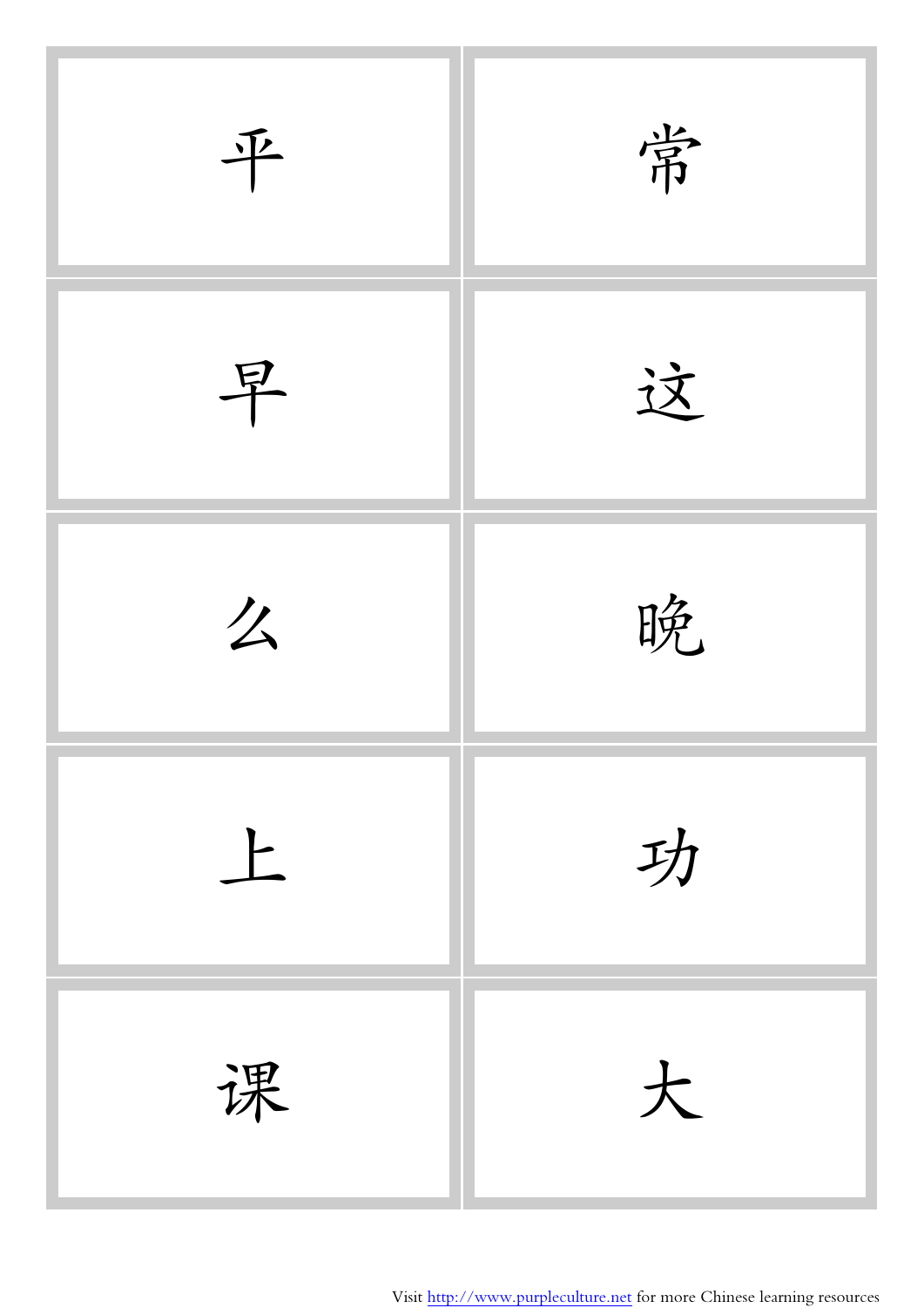| | |
|---|---|
| 平 | 常 |
| 早 | 这 |
| 么 | 晚 |
| 上 | 功 |
| 课 | 大 |

Visit http://www.purpleculture.net for more Chinese learning resources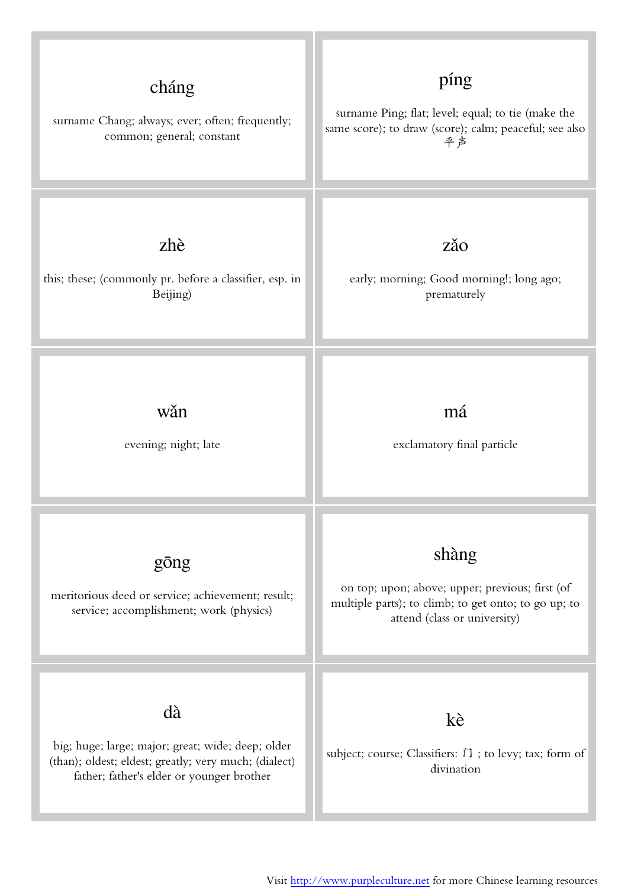| | |
|---|---|
| **cháng**<br><br>surname Chang; always; ever; often; frequently; common; general; constant | **píng**<br><br>surname Ping; flat; level; equal; to tie (make the same score); to draw (score); calm; peaceful; see also 平声 |
| **zhè**<br><br>this; these; (commonly pr. before a classifier, esp. in Beijing) | **zǎo**<br><br>early; morning; Good morning!; long ago; prematurely |
| **wǎn**<br><br>evening; night; late | **má**<br><br>exclamatory final particle |
| **gōng**<br><br>meritorious deed or service; achievement; result; service; accomplishment; work (physics) | **shàng**<br><br>on top; upon; above; upper; previous; first (of multiple parts); to climb; to get onto; to go up; to attend (class or university) |
| **dà**<br><br>big; huge; large; major; great; wide; deep; older (than); oldest; eldest; greatly; very much; (dialect) father; father's elder or younger brother | **kè**<br><br>subject; course; Classifiers: 门 ; to levy; tax; form of divination |

Visit http://www.purpleculture.net for more Chinese learning resources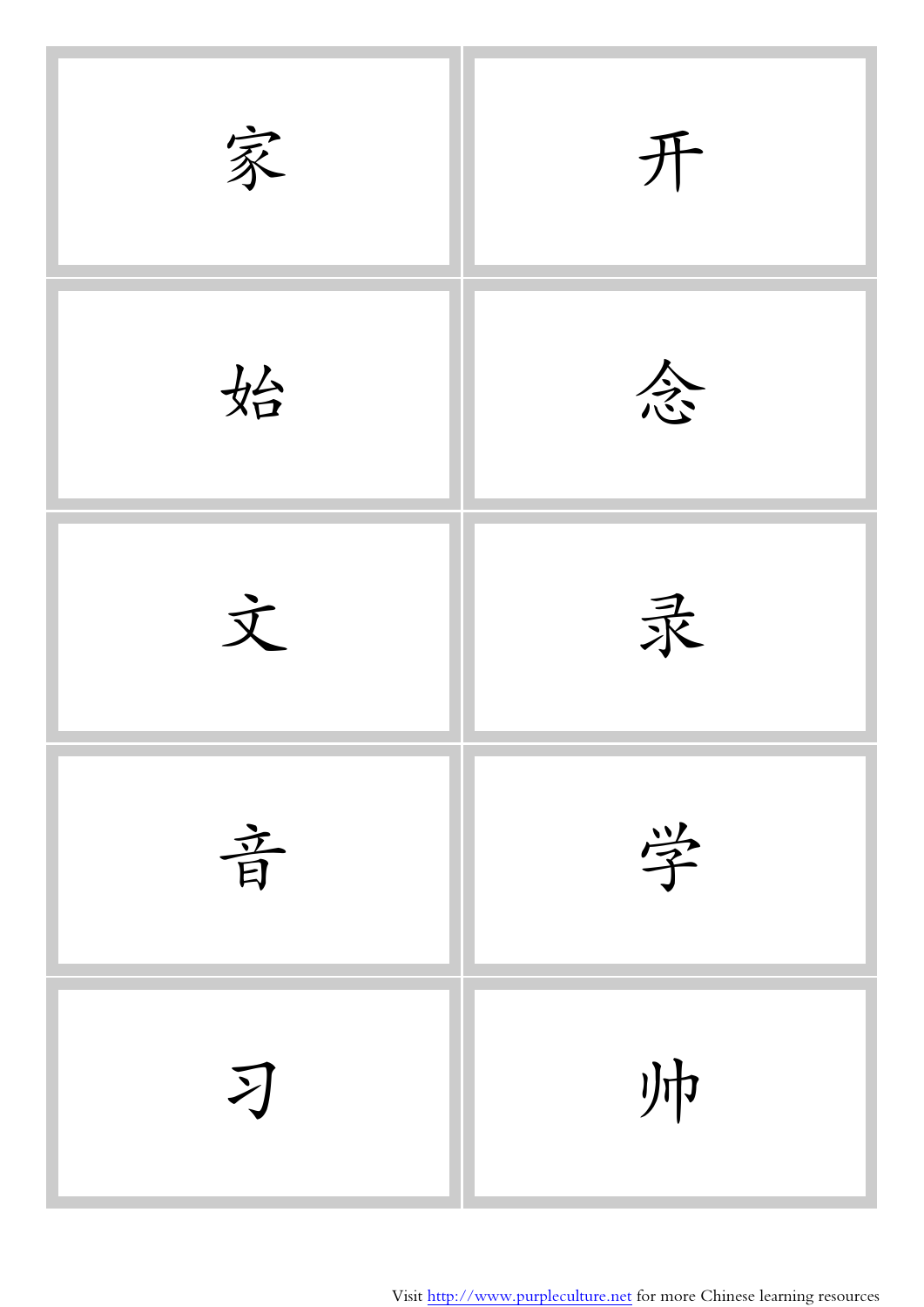| | |
|---|---|
| 家 | 开 |
| 始 | 念 |
| 文 | 录 |
| 音 | 学 |
| 习 | 帅 |

Visit http://www.purpleculture.net for more Chinese learning resources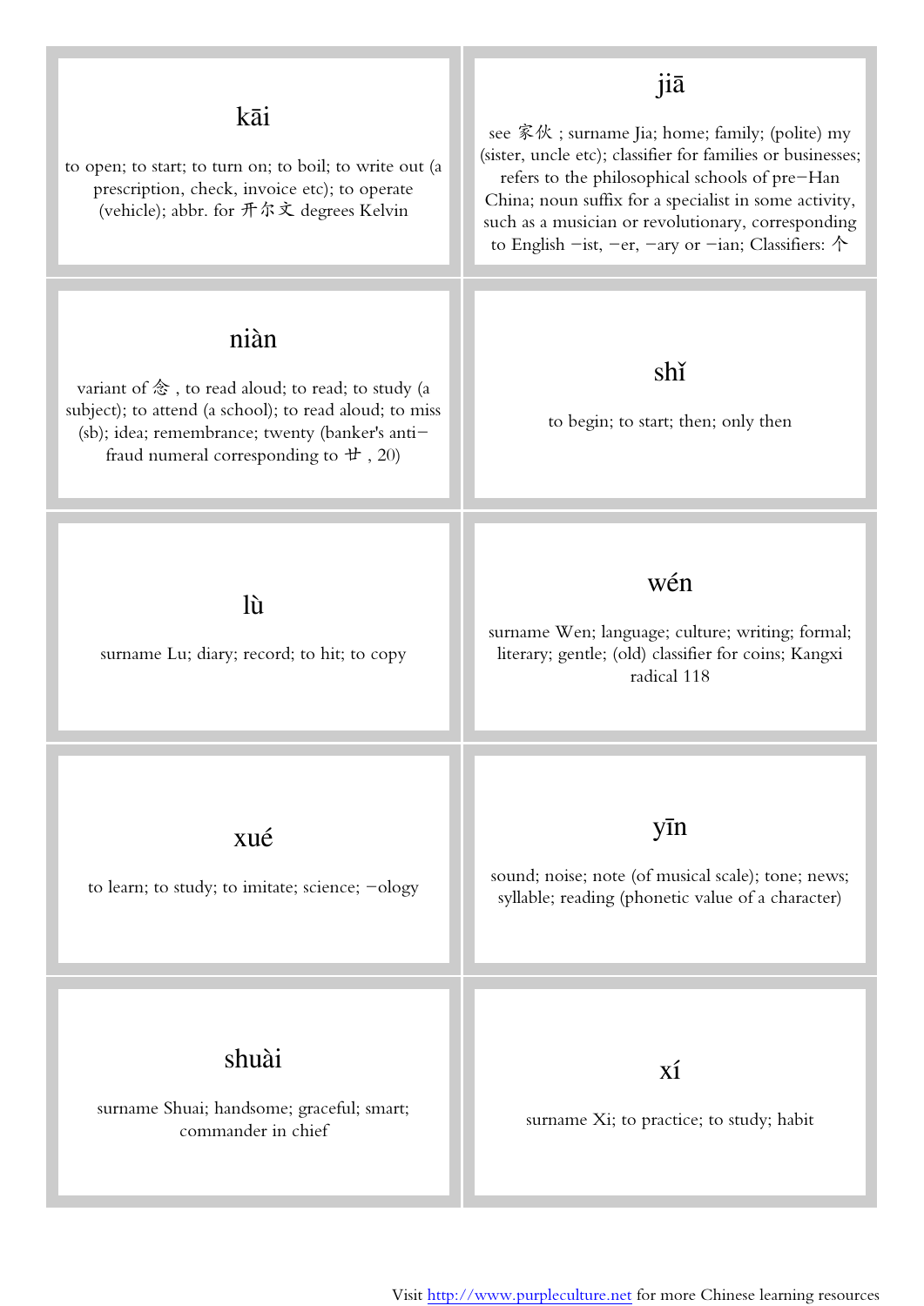| | |
|---|---|
| **kāi**<br><br>to open; to start; to turn on; to boil; to write out (a prescription, check, invoice etc); to operate (vehicle); abbr. for 开尔文 degrees Kelvin | **jiā**<br><br>see 家伙 ; surname Jia; home; family; (polite) my (sister, uncle etc); classifier for families or businesses; refers to the philosophical schools of pre−Han China; noun suffix for a specialist in some activity, such as a musician or revolutionary, corresponding to English −ist, −er, −ary or −ian; Classifiers: 个 |
| **niàn**<br><br>variant of 念 , to read aloud; to read; to study (a subject); to attend (a school); to read aloud; to miss (sb); idea; remembrance; twenty (banker's anti−fraud numeral corresponding to 廿 , 20) | **shǐ**<br><br>to begin; to start; then; only then |
| **lù**<br><br>surname Lu; diary; record; to hit; to copy | **wén**<br><br>surname Wen; language; culture; writing; formal; literary; gentle; (old) classifier for coins; Kangxi radical 118 |
| **xué**<br><br>to learn; to study; to imitate; science; −ology | **yīn**<br><br>sound; noise; note (of musical scale); tone; news; syllable; reading (phonetic value of a character) |
| **shuài**<br><br>surname Shuai; handsome; graceful; smart; commander in chief | **xí**<br><br>surname Xi; to practice; to study; habit |

Visit http://www.purpleculture.net for more Chinese learning resources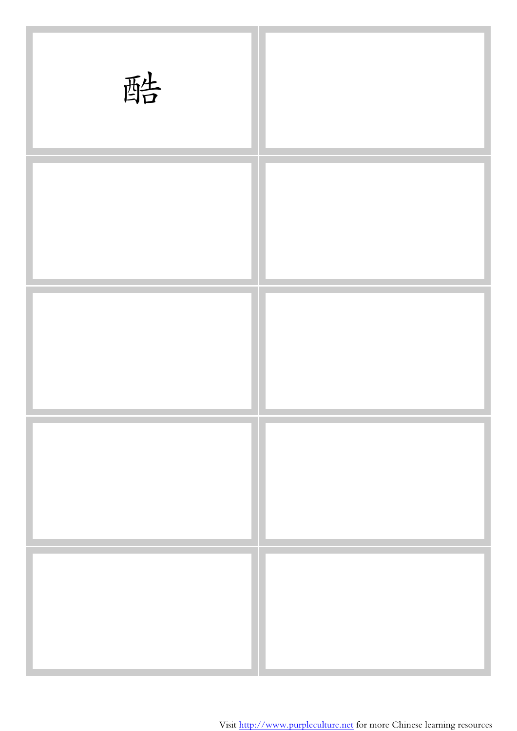酷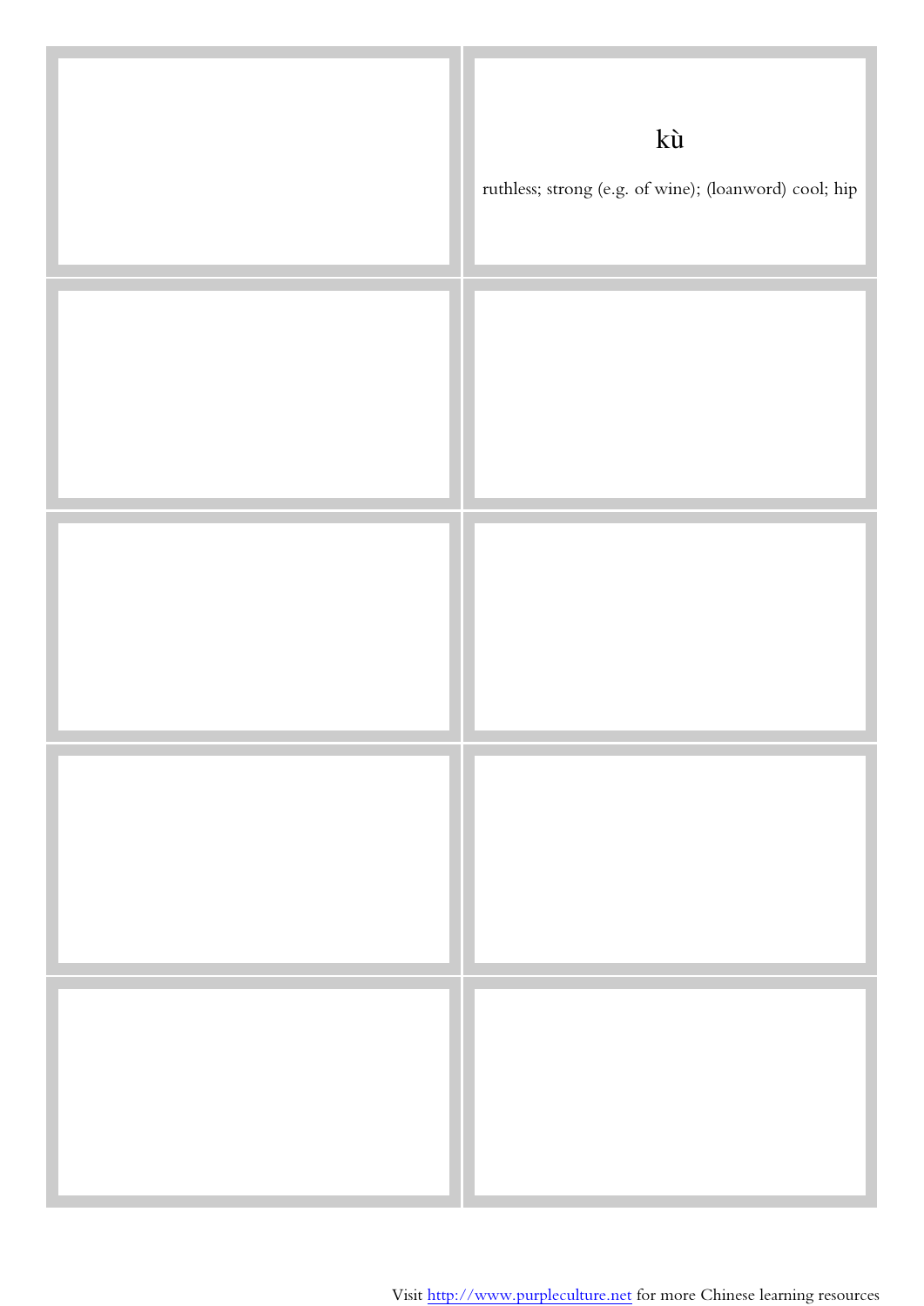kù

ruthless; strong (e.g. of wine); (loanword) cool; hip